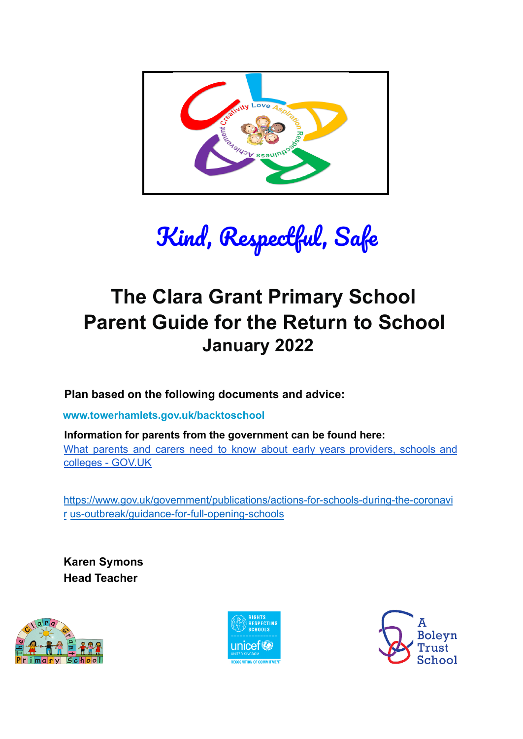Kind, Respectful, Safe

# The Clara Grant Primary School
# Parent Guide for the Return to School
## January 2022

**Plan based on the following documents and advice:**

**www.towerhamlets.gov.uk/backtoschool**

**Information for parents from the government can be found here:**
What parents and carers need to know about early years providers, schools and colleges - GOV.UK

https://www.gov.uk/government/publications/actions-for-schools-during-the-coronavir us-outbreak/guidance-for-full-opening-schools

**Karen Symons**
**Head Teacher**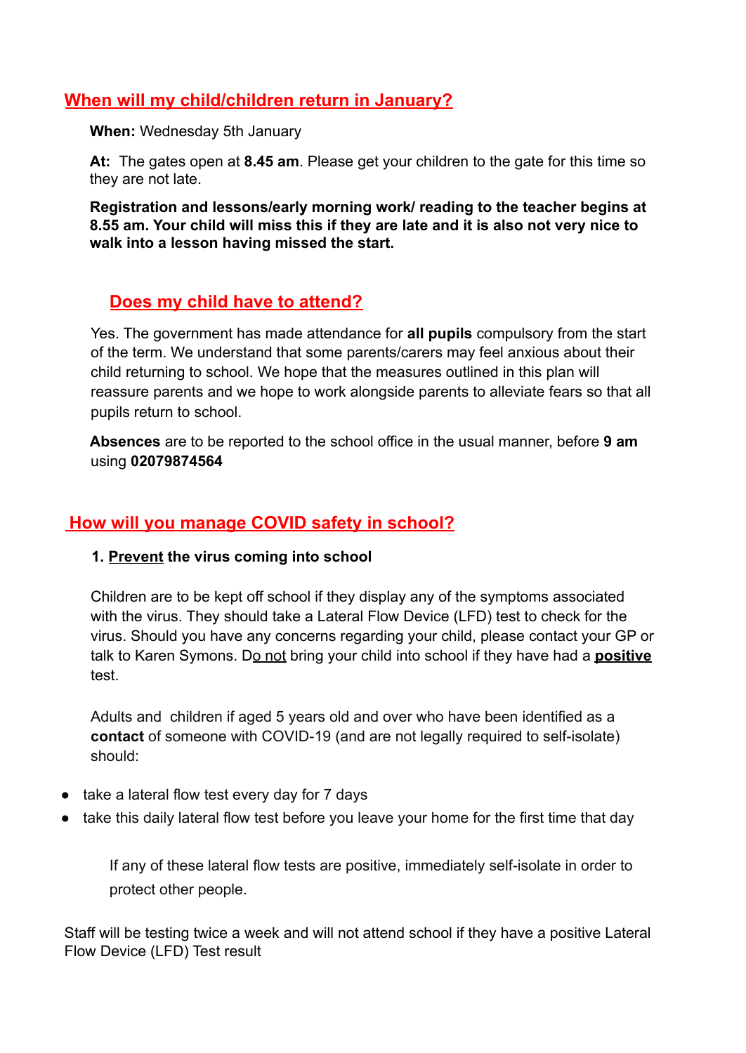## When will my child/children return in January?

**When:** Wednesday 5th January

**At:** The gates open at **8.45 am**. Please get your children to the gate for this time so they are not late.

**Registration and lessons/early morning work/ reading to the teacher begins at 8.55 am. Your child will miss this if they are late and it is also not very nice to walk into a lesson having missed the start.**

## Does my child have to attend?

Yes. The government has made attendance for **all pupils** compulsory from the start of the term. We understand that some parents/carers may feel anxious about their child returning to school. We hope that the measures outlined in this plan will reassure parents and we hope to work alongside parents to alleviate fears so that all pupils return to school.

**Absences** are to be reported to the school office in the usual manner, before **9 am** using **02079874564**

## How will you manage COVID safety in school?

1. **Prevent the virus coming into school**

Children are to be kept off school if they display any of the symptoms associated with the virus. They should take a Lateral Flow Device (LFD) test to check for the virus. Should you have any concerns regarding your child, please contact your GP or talk to Karen Symons. Do not bring your child into school if they have had a **positive** test.

Adults and children if aged 5 years old and over who have been identified as a **contact** of someone with COVID-19 (and are not legally required to self-isolate) should:

- take a lateral flow test every day for 7 days
- take this daily lateral flow test before you leave your home for the first time that day

If any of these lateral flow tests are positive, immediately self-isolate in order to protect other people.

Staff will be testing twice a week and will not attend school if they have a positive Lateral Flow Device (LFD) Test result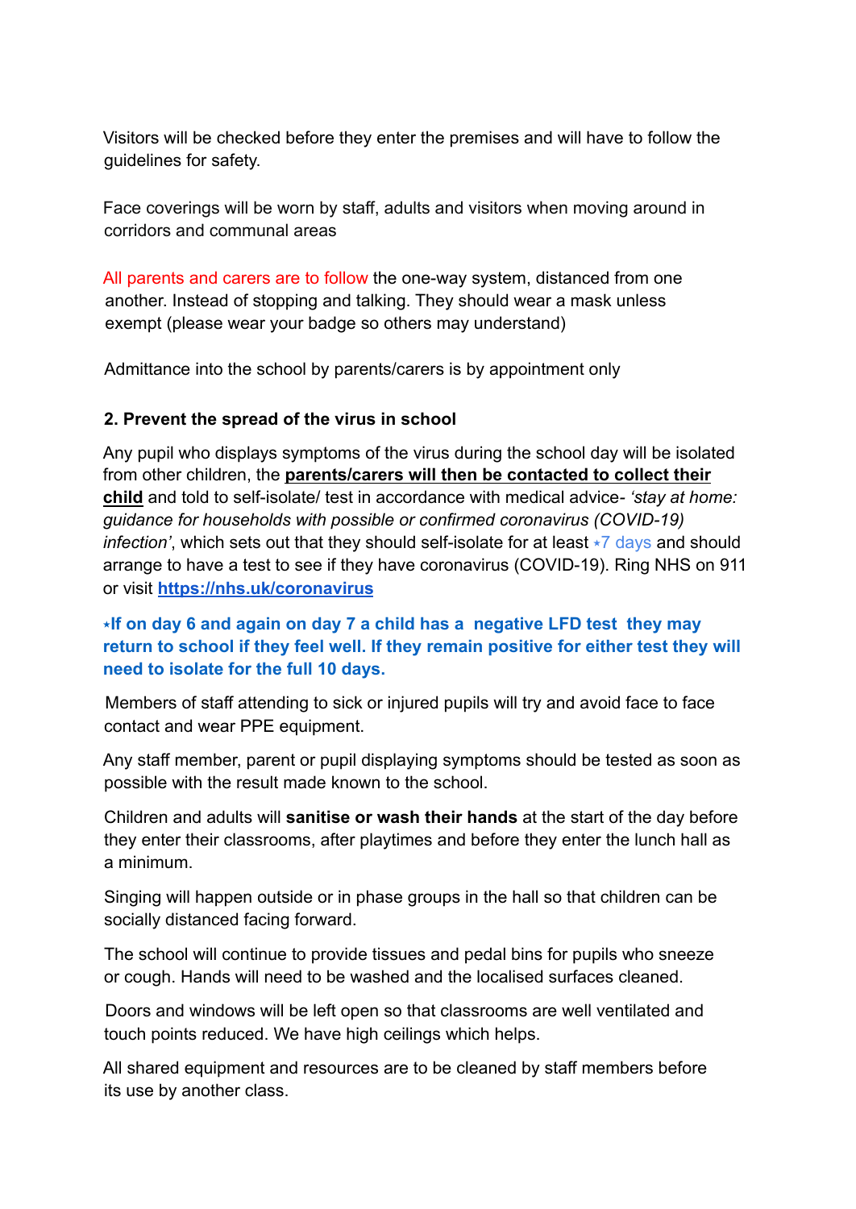Visitors will be checked before they enter the premises and will have to follow the guidelines for safety.

Face coverings will be worn by staff, adults and visitors when moving around in corridors and communal areas

All parents and carers are to follow the one-way system, distanced from one another. Instead of stopping and talking. They should wear a mask unless exempt (please wear your badge so others may understand)

Admittance into the school by parents/carers is by appointment only

**2. Prevent the spread of the virus in school**

Any pupil who displays symptoms of the virus during the school day will be isolated from other children, the **parents/carers will then be contacted to collect their child** and told to self-isolate/ test in accordance with medical advice- *'stay at home: guidance for households with possible or confirmed coronavirus (COVID-19) infection'*, which sets out that they should self-isolate for at least ⭑7 days and should arrange to have a test to see if they have coronavirus (COVID-19). Ring NHS on 911 or visit **https://nhs.uk/coronavirus**

**⭑If on day 6 and again on day 7 a child has a negative LFD test they may return to school if they feel well. If they remain positive for either test they will need to isolate for the full 10 days.**

Members of staff attending to sick or injured pupils will try and avoid face to face contact and wear PPE equipment.

Any staff member, parent or pupil displaying symptoms should be tested as soon as possible with the result made known to the school.

Children and adults will **sanitise or wash their hands** at the start of the day before they enter their classrooms, after playtimes and before they enter the lunch hall as a minimum.

Singing will happen outside or in phase groups in the hall so that children can be socially distanced facing forward.

The school will continue to provide tissues and pedal bins for pupils who sneeze or cough. Hands will need to be washed and the localised surfaces cleaned.

Doors and windows will be left open so that classrooms are well ventilated and touch points reduced. We have high ceilings which helps.

All shared equipment and resources are to be cleaned by staff members before its use by another class.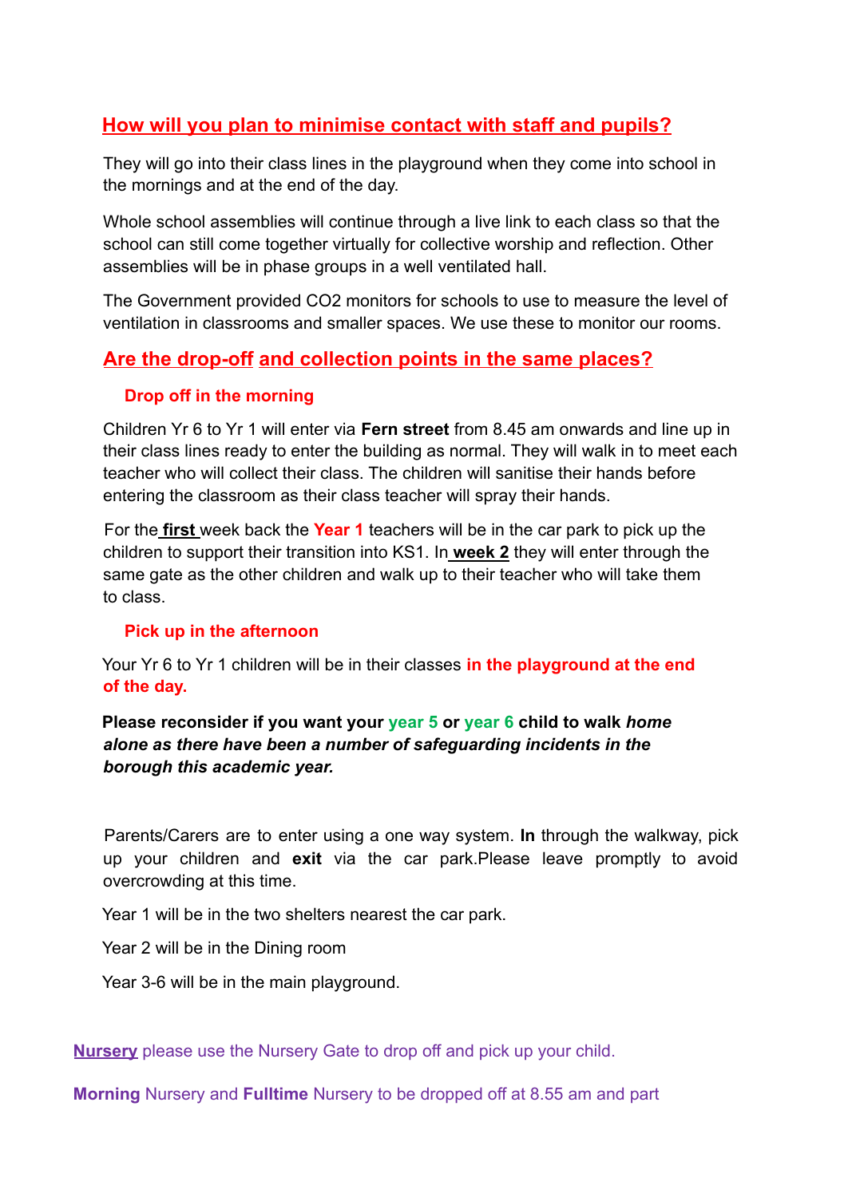## How will you plan to minimise contact with staff and pupils?

They will go into their class lines in the playground when they come into school in the mornings and at the end of the day.

Whole school assemblies will continue through a live link to each class so that the school can still come together virtually for collective worship and reflection. Other assemblies will be in phase groups in a well ventilated hall.

The Government provided CO2 monitors for schools to use to measure the level of ventilation in classrooms and smaller spaces. We use these to monitor our rooms.

## Are the drop-off and collection points in the same places?

### Drop off in the morning

Children Yr 6 to Yr 1 will enter via **Fern street** from 8.45 am onwards and line up in their class lines ready to enter the building as normal. They will walk in to meet each teacher who will collect their class. The children will sanitise their hands before entering the classroom as their class teacher will spray their hands.

For the **first** week back the **Year 1** teachers will be in the car park to pick up the children to support their transition into KS1. In **week 2** they will enter through the same gate as the other children and walk up to their teacher who will take them to class.

### Pick up in the afternoon

Your Yr 6 to Yr 1 children will be in their classes **in the playground at the end of the day.**

**Please reconsider if you want your year 5 or year 6 child to walk *home alone as there have been a number of safeguarding incidents in the borough this academic year.***

Parents/Carers are to enter using a one way system. **In** through the walkway, pick up your children and **exit** via the car park.Please leave promptly to avoid overcrowding at this time.

Year 1 will be in the two shelters nearest the car park.

Year 2 will be in the Dining room

Year 3-6 will be in the main playground.

**Nursery** please use the Nursery Gate to drop off and pick up your child.

**Morning** Nursery and **Fulltime** Nursery to be dropped off at 8.55 am and part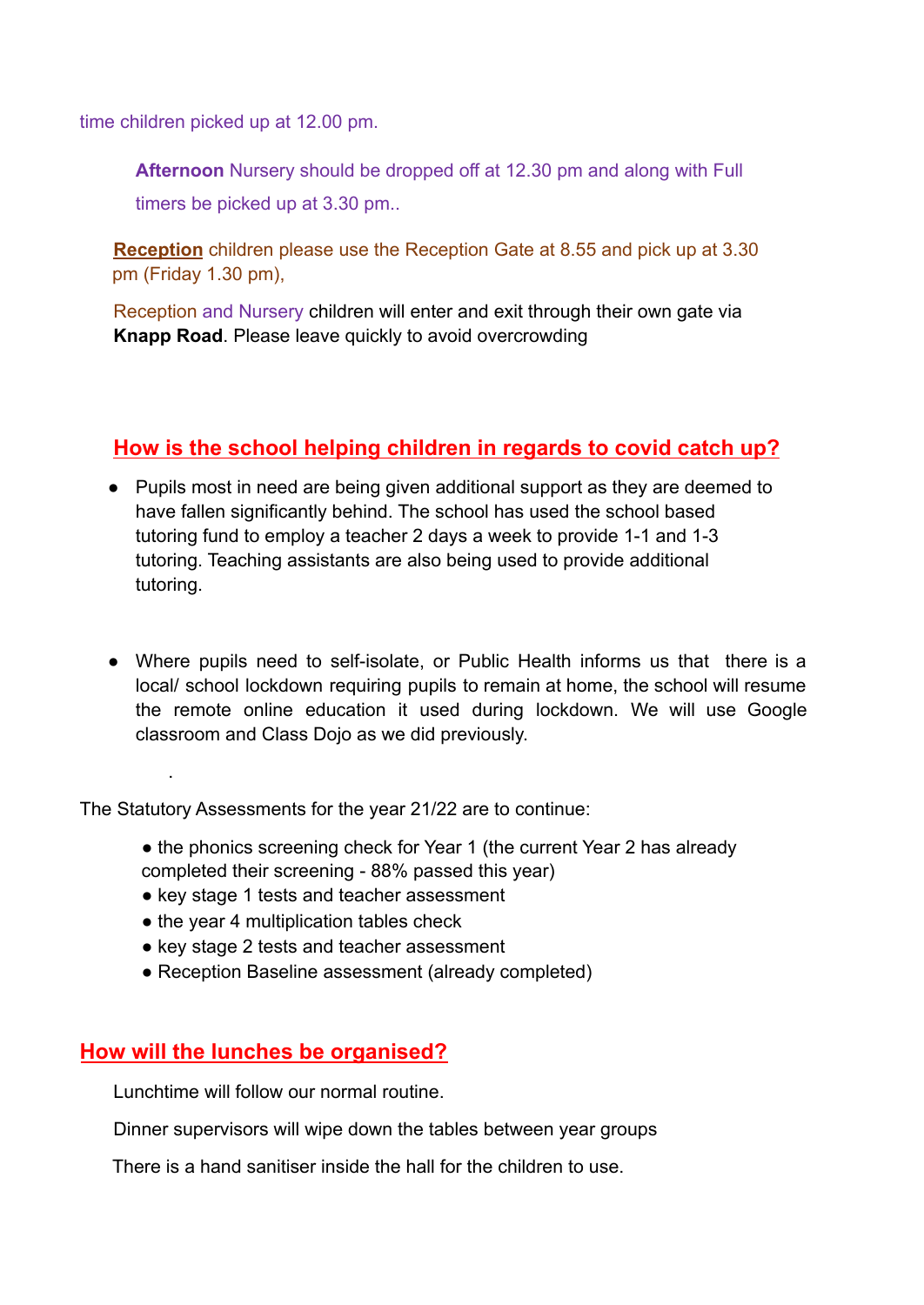time children picked up at 12.00 pm.

**Afternoon** Nursery should be dropped off at 12.30 pm and along with Full timers be picked up at 3.30 pm..

**Reception** children please use the Reception Gate at 8.55 and pick up at 3.30 pm (Friday 1.30 pm),

Reception and Nursery children will enter and exit through their own gate via **Knapp Road**. Please leave quickly to avoid overcrowding

## How is the school helping children in regards to covid catch up?

- Pupils most in need are being given additional support as they are deemed to have fallen significantly behind. The school has used the school based tutoring fund to employ a teacher 2 days a week to provide 1-1 and 1-3 tutoring. Teaching assistants are also being used to provide additional tutoring.

- Where pupils need to self-isolate, or Public Health informs us that there is a local/ school lockdown requiring pupils to remain at home, the school will resume the remote online education it used during lockdown. We will use Google classroom and Class Dojo as we did previously.

.

The Statutory Assessments for the year 21/22 are to continue:

- the phonics screening check for Year 1 (the current Year 2 has already completed their screening - 88% passed this year)
- key stage 1 tests and teacher assessment
- the year 4 multiplication tables check
- key stage 2 tests and teacher assessment
- Reception Baseline assessment (already completed)

## How will the lunches be organised?

Lunchtime will follow our normal routine.

Dinner supervisors will wipe down the tables between year groups

There is a hand sanitiser inside the hall for the children to use.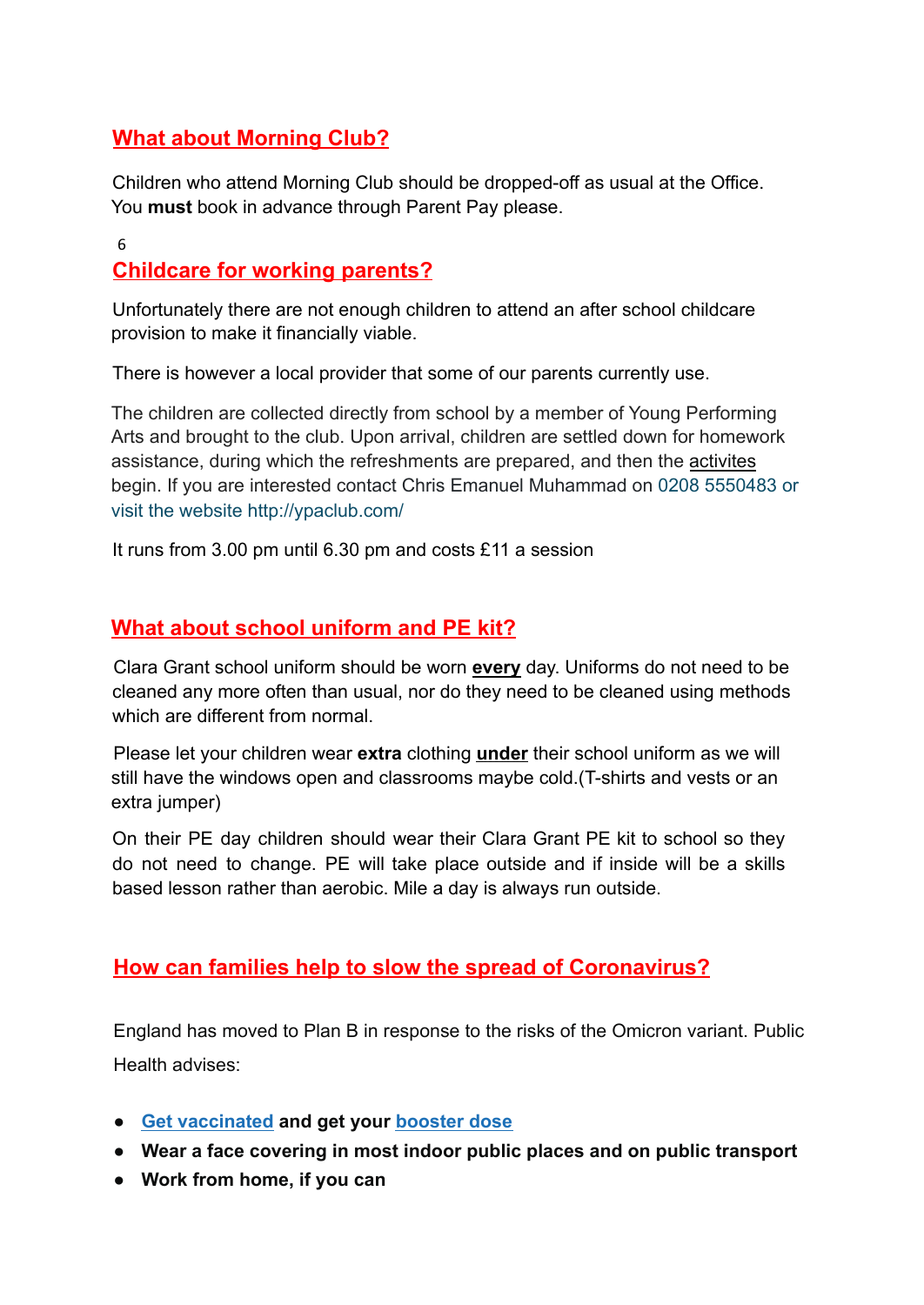## What about Morning Club?

Children who attend Morning Club should be dropped-off as usual at the Office. You **must** book in advance through Parent Pay please.

## Childcare for working parents?

Unfortunately there are not enough children to attend an after school childcare provision to make it financially viable.

There is however a local provider that some of our parents currently use.

The children are collected directly from school by a member of Young Performing Arts and brought to the club. Upon arrival, children are settled down for homework assistance, during which the refreshments are prepared, and then the activites begin. If you are interested contact Chris Emanuel Muhammad on 0208 5550483 or visit the website http://ypaclub.com/

It runs from 3.00 pm until 6.30 pm and costs £11 a session

## What about school uniform and PE kit?

Clara Grant school uniform should be worn **every** day. Uniforms do not need to be cleaned any more often than usual, nor do they need to be cleaned using methods which are different from normal.

Please let your children wear **extra** clothing **under** their school uniform as we will still have the windows open and classrooms maybe cold.(T-shirts and vests or an extra jumper)

On their PE day children should wear their Clara Grant PE kit to school so they do not need to change. PE will take place outside and if inside will be a skills based lesson rather than aerobic. Mile a day is always run outside.

## How can families help to slow the spread of Coronavirus?

England has moved to Plan B in response to the risks of the Omicron variant. Public Health advises:

- **Get vaccinated and get your booster dose**
- **Wear a face covering in most indoor public places and on public transport**
- **Work from home, if you can**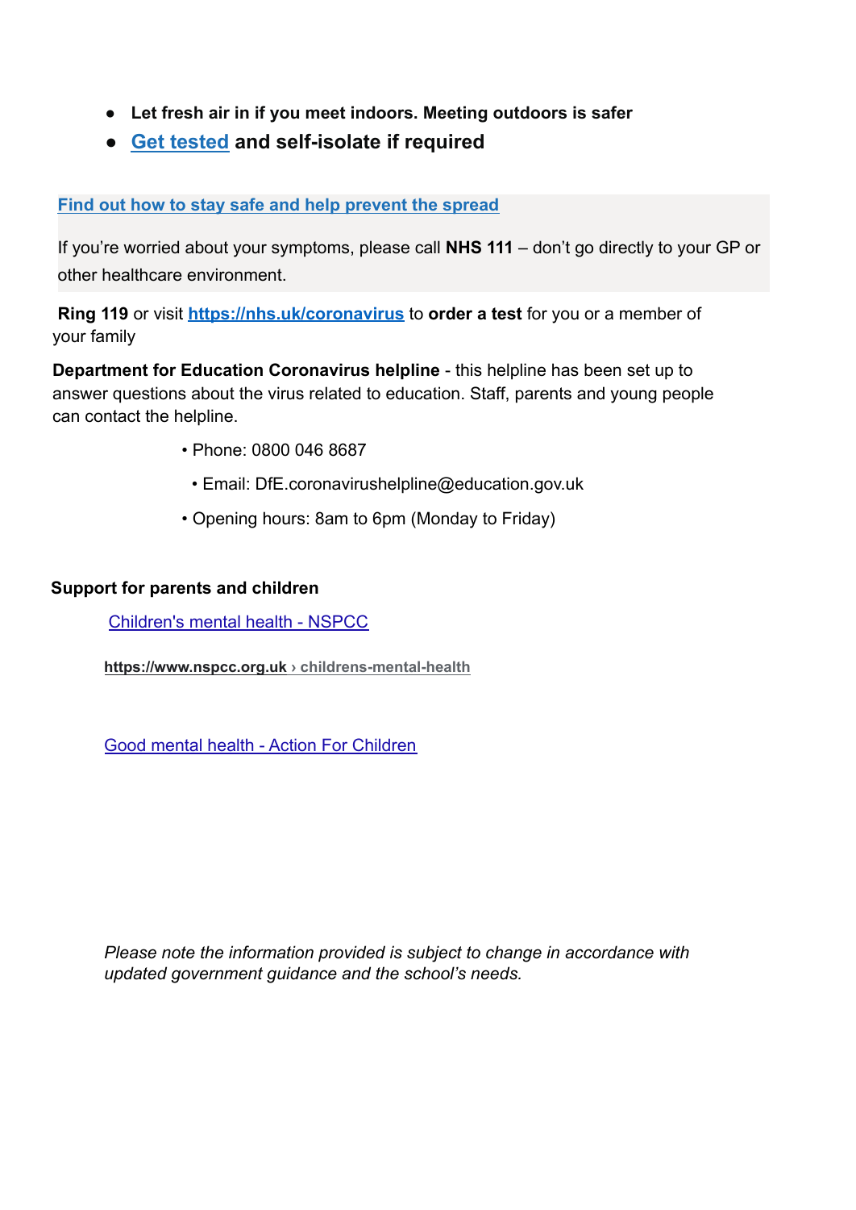- **Let fresh air in if you meet indoors. Meeting outdoors is safer**
- **Get tested and self-isolate if required**

**Find out how to stay safe and help prevent the spread**

If you're worried about your symptoms, please call **NHS 111** – don't go directly to your GP or other healthcare environment.

**Ring 119** or visit **https://nhs.uk/coronavirus** to **order a test** for you or a member of your family

**Department for Education Coronavirus helpline** - this helpline has been set up to answer questions about the virus related to education. Staff, parents and young people can contact the helpline.

- Phone: 0800 046 8687
- Email: DfE.coronavirushelpline@education.gov.uk
- Opening hours: 8am to 6pm (Monday to Friday)

**Support for parents and children**

Children's mental health - NSPCC

**https://www.nspcc.org.uk › childrens-mental-health**

Good mental health - Action For Children

*Please note the information provided is subject to change in accordance with updated government guidance and the school's needs.*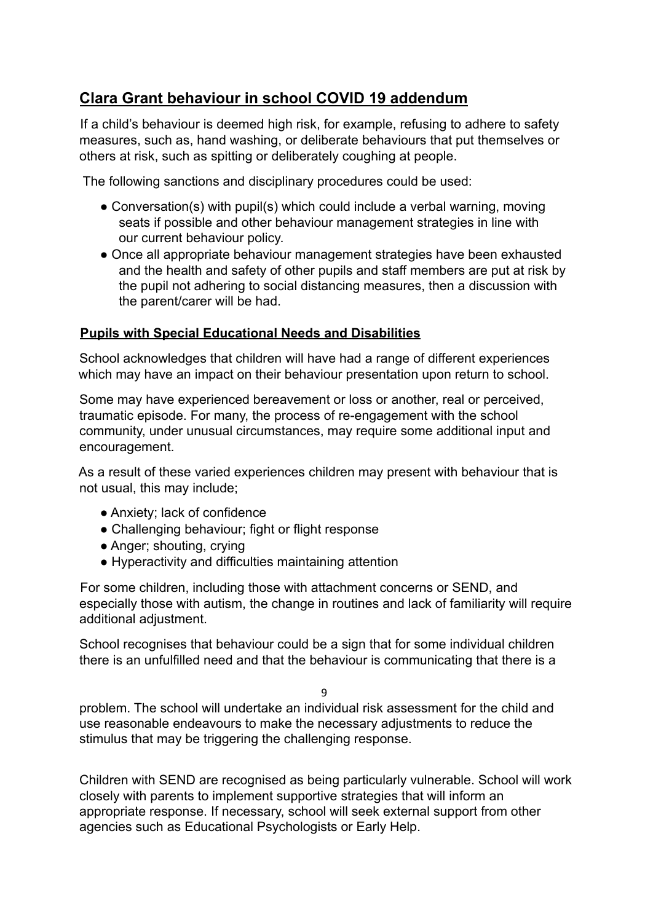## Clara Grant behaviour in school COVID 19 addendum

If a child's behaviour is deemed high risk, for example, refusing to adhere to safety measures, such as, hand washing, or deliberate behaviours that put themselves or others at risk, such as spitting or deliberately coughing at people.

The following sanctions and disciplinary procedures could be used:

- Conversation(s) with pupil(s) which could include a verbal warning, moving seats if possible and other behaviour management strategies in line with our current behaviour policy.
- Once all appropriate behaviour management strategies have been exhausted and the health and safety of other pupils and staff members are put at risk by the pupil not adhering to social distancing measures, then a discussion with the parent/carer will be had.

### Pupils with Special Educational Needs and Disabilities

School acknowledges that children will have had a range of different experiences which may have an impact on their behaviour presentation upon return to school.

Some may have experienced bereavement or loss or another, real or perceived, traumatic episode. For many, the process of re-engagement with the school community, under unusual circumstances, may require some additional input and encouragement.

As a result of these varied experiences children may present with behaviour that is not usual, this may include;

- Anxiety; lack of confidence
- Challenging behaviour; fight or flight response
- Anger; shouting, crying
- Hyperactivity and difficulties maintaining attention

For some children, including those with attachment concerns or SEND, and especially those with autism, the change in routines and lack of familiarity will require additional adjustment.

School recognises that behaviour could be a sign that for some individual children there is an unfulfilled need and that the behaviour is communicating that there is a problem. The school will undertake an individual risk assessment for the child and use reasonable endeavours to make the necessary adjustments to reduce the stimulus that may be triggering the challenging response.

Children with SEND are recognised as being particularly vulnerable. School will work closely with parents to implement supportive strategies that will inform an appropriate response. If necessary, school will seek external support from other agencies such as Educational Psychologists or Early Help.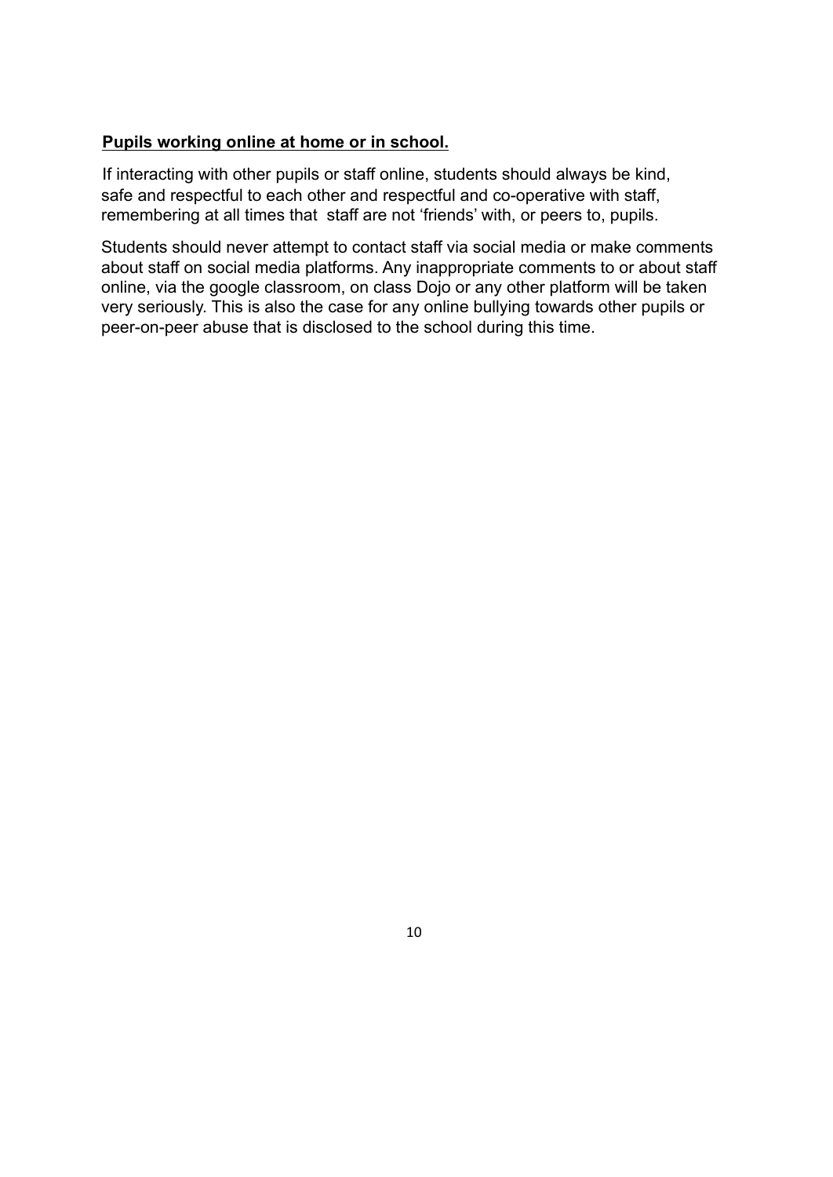**Pupils working online at home or in school.**

If interacting with other pupils or staff online, students should always be kind, safe and respectful to each other and respectful and co-operative with staff, remembering at all times that staff are not 'friends' with, or peers to, pupils.

Students should never attempt to contact staff via social media or make comments about staff on social media platforms. Any inappropriate comments to or about staff online, via the google classroom, on class Dojo or any other platform will be taken very seriously. This is also the case for any online bullying towards other pupils or peer-on-peer abuse that is disclosed to the school during this time.